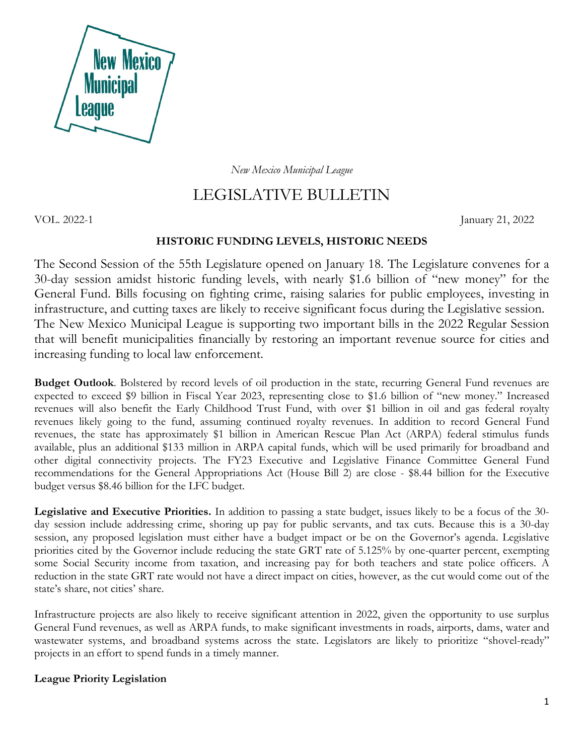New Mexico Municipal League

*New Mexico Municipal League*

# LEGISLATIVE BULLETIN

VOL. 2022-1 January 21, 2022

## HISTORIC FUNDING LEVELS, HISTORIC NEEDS

The Second Session of the 55th Legislature opened on January 18. The Legislature convenes for a 30-day session amidst historic funding levels, with nearly $1.6 billion of "new money" for the General Fund. Bills focusing on fighting crime, raising salaries for public employees, investing in infrastructure, and cutting taxes are likely to receive significant focus during the Legislative session. The New Mexico Municipal League is supporting two important bills in the 2022 Regular Session that will benefit municipalities financially by restoring an important revenue source for cities and increasing funding to local law enforcement.

**Budget Outlook**. Bolstered by record levels of oil production in the state, recurring General Fund revenues are expected to exceed $9 billion in Fiscal Year 2023, representing close to $1.6 billion of "new money." Increased revenues will also benefit the Early Childhood Trust Fund, with over $1 billion in oil and gas federal royalty revenues likely going to the fund, assuming continued royalty revenues. In addition to record General Fund revenues, the state has approximately $1 billion in American Rescue Plan Act (ARPA) federal stimulus funds available, plus an additional $133 million in ARPA capital funds, which will be used primarily for broadband and other digital connectivity projects. The FY23 Executive and Legislative Finance Committee General Fund recommendations for the General Appropriations Act (House Bill 2) are close - $8.44 billion for the Executive budget versus $8.46 billion for the LFC budget.

**Legislative and Executive Priorities.** In addition to passing a state budget, issues likely to be a focus of the 30-day session include addressing crime, shoring up pay for public servants, and tax cuts. Because this is a 30-day session, any proposed legislation must either have a budget impact or be on the Governor's agenda. Legislative priorities cited by the Governor include reducing the state GRT rate of 5.125% by one-quarter percent, exempting some Social Security income from taxation, and increasing pay for both teachers and state police officers. A reduction in the state GRT rate would not have a direct impact on cities, however, as the cut would come out of the state's share, not cities' share.

Infrastructure projects are also likely to receive significant attention in 2022, given the opportunity to use surplus General Fund revenues, as well as ARPA funds, to make significant investments in roads, airports, dams, water and wastewater systems, and broadband systems across the state. Legislators are likely to prioritize "shovel-ready" projects in an effort to spend funds in a timely manner.

### League Priority Legislation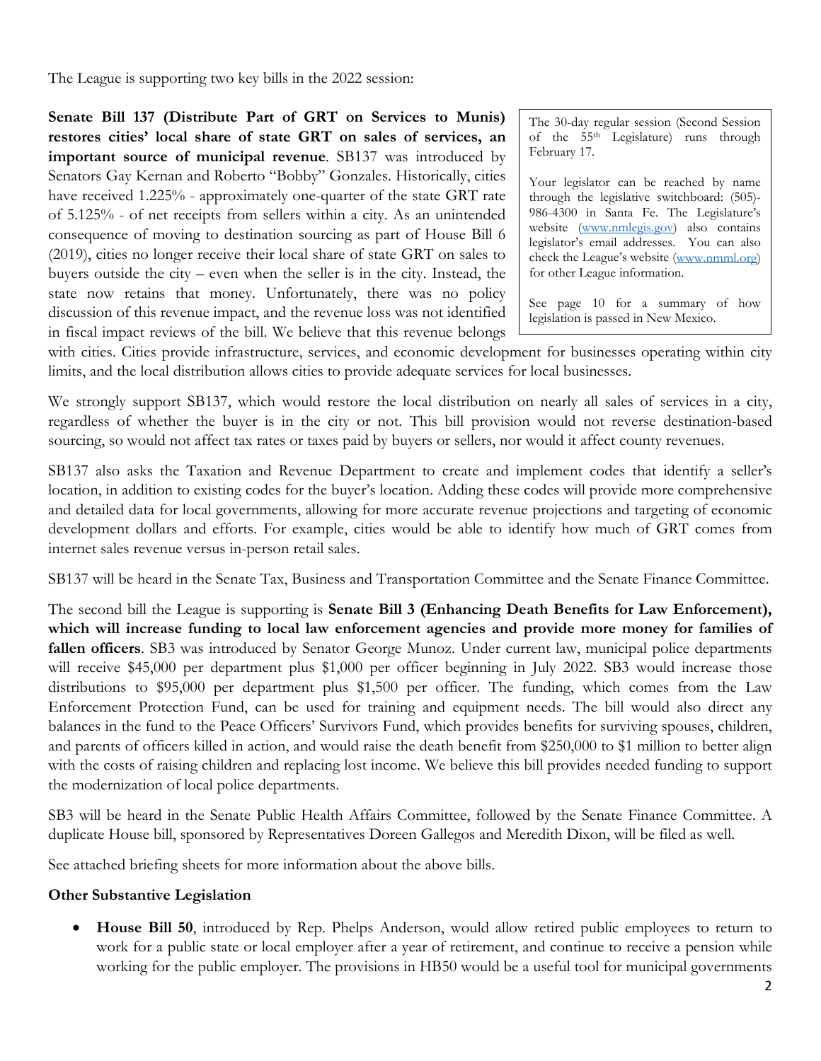The League is supporting two key bills in the 2022 session:

**Senate Bill 137 (Distribute Part of GRT on Services to Munis) restores cities' local share of state GRT on sales of services, an important source of municipal revenue**. SB137 was introduced by Senators Gay Kernan and Roberto "Bobby" Gonzales. Historically, cities have received 1.225% - approximately one-quarter of the state GRT rate of 5.125% - of net receipts from sellers within a city. As an unintended consequence of moving to destination sourcing as part of House Bill 6 (2019), cities no longer receive their local share of state GRT on sales to buyers outside the city – even when the seller is in the city. Instead, the state now retains that money. Unfortunately, there was no policy discussion of this revenue impact, and the revenue loss was not identified in fiscal impact reviews of the bill. We believe that this revenue belongs with cities. Cities provide infrastructure, services, and economic development for businesses operating within city limits, and the local distribution allows cities to provide adequate services for local businesses.

> The 30-day regular session (Second Session of the 55th Legislature) runs through February 17.
>
> Your legislator can be reached by name through the legislative switchboard: (505)-986-4300 in Santa Fe. The Legislature's website (www.nmlegis.gov) also contains legislator's email addresses. You can also check the League's website (www.nmml.org) for other League information.
>
> See page 10 for a summary of how legislation is passed in New Mexico.

We strongly support SB137, which would restore the local distribution on nearly all sales of services in a city, regardless of whether the buyer is in the city or not. This bill provision would not reverse destination-based sourcing, so would not affect tax rates or taxes paid by buyers or sellers, nor would it affect county revenues.

SB137 also asks the Taxation and Revenue Department to create and implement codes that identify a seller's location, in addition to existing codes for the buyer's location. Adding these codes will provide more comprehensive and detailed data for local governments, allowing for more accurate revenue projections and targeting of economic development dollars and efforts. For example, cities would be able to identify how much of GRT comes from internet sales revenue versus in-person retail sales.

SB137 will be heard in the Senate Tax, Business and Transportation Committee and the Senate Finance Committee.

The second bill the League is supporting is **Senate Bill 3 (Enhancing Death Benefits for Law Enforcement), which will increase funding to local law enforcement agencies and provide more money for families of fallen officers**. SB3 was introduced by Senator George Munoz. Under current law, municipal police departments will receive $45,000 per department plus $1,000 per officer beginning in July 2022. SB3 would increase those distributions to $95,000 per department plus $1,500 per officer. The funding, which comes from the Law Enforcement Protection Fund, can be used for training and equipment needs. The bill would also direct any balances in the fund to the Peace Officers' Survivors Fund, which provides benefits for surviving spouses, children, and parents of officers killed in action, and would raise the death benefit from $250,000 to $1 million to better align with the costs of raising children and replacing lost income. We believe this bill provides needed funding to support the modernization of local police departments.

SB3 will be heard in the Senate Public Health Affairs Committee, followed by the Senate Finance Committee. A duplicate House bill, sponsored by Representatives Doreen Gallegos and Meredith Dixon, will be filed as well.

See attached briefing sheets for more information about the above bills.

**Other Substantive Legislation**

- **House Bill 50**, introduced by Rep. Phelps Anderson, would allow retired public employees to return to work for a public state or local employer after a year of retirement, and continue to receive a pension while working for the public employer. The provisions in HB50 would be a useful tool for municipal governments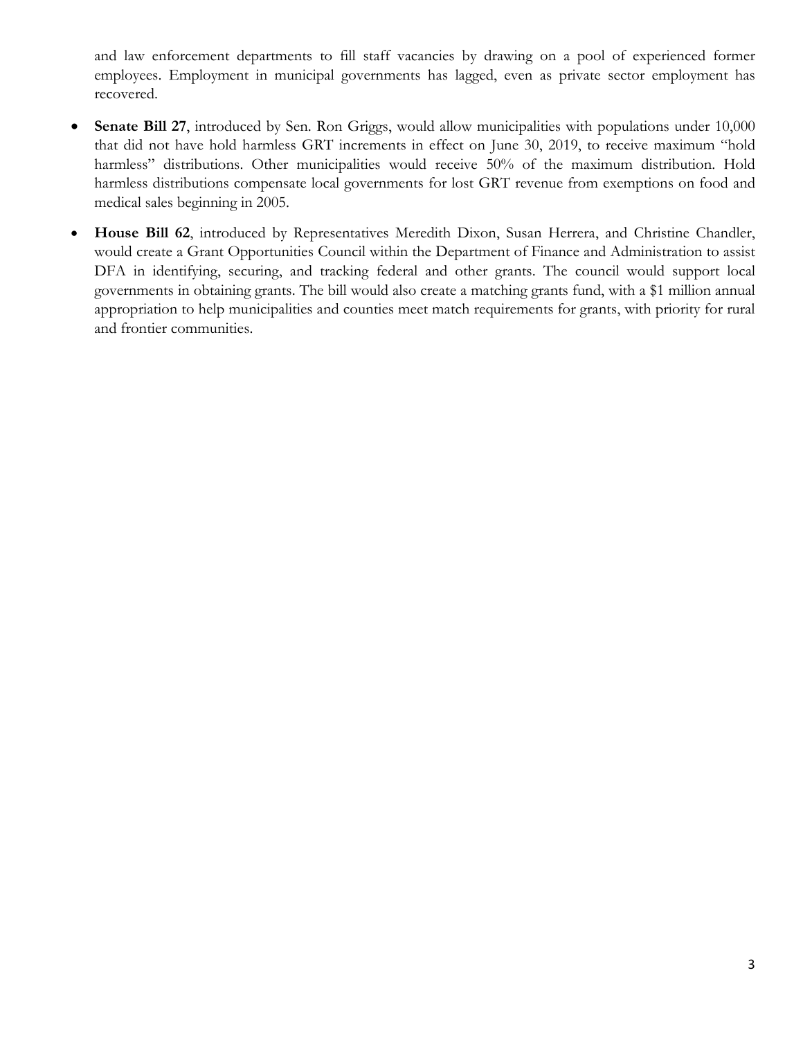and law enforcement departments to fill staff vacancies by drawing on a pool of experienced former employees. Employment in municipal governments has lagged, even as private sector employment has recovered.

- **Senate Bill 27**, introduced by Sen. Ron Griggs, would allow municipalities with populations under 10,000 that did not have hold harmless GRT increments in effect on June 30, 2019, to receive maximum "hold harmless" distributions. Other municipalities would receive 50% of the maximum distribution. Hold harmless distributions compensate local governments for lost GRT revenue from exemptions on food and medical sales beginning in 2005.
- **House Bill 62**, introduced by Representatives Meredith Dixon, Susan Herrera, and Christine Chandler, would create a Grant Opportunities Council within the Department of Finance and Administration to assist DFA in identifying, securing, and tracking federal and other grants. The council would support local governments in obtaining grants. The bill would also create a matching grants fund, with a $1 million annual appropriation to help municipalities and counties meet match requirements for grants, with priority for rural and frontier communities.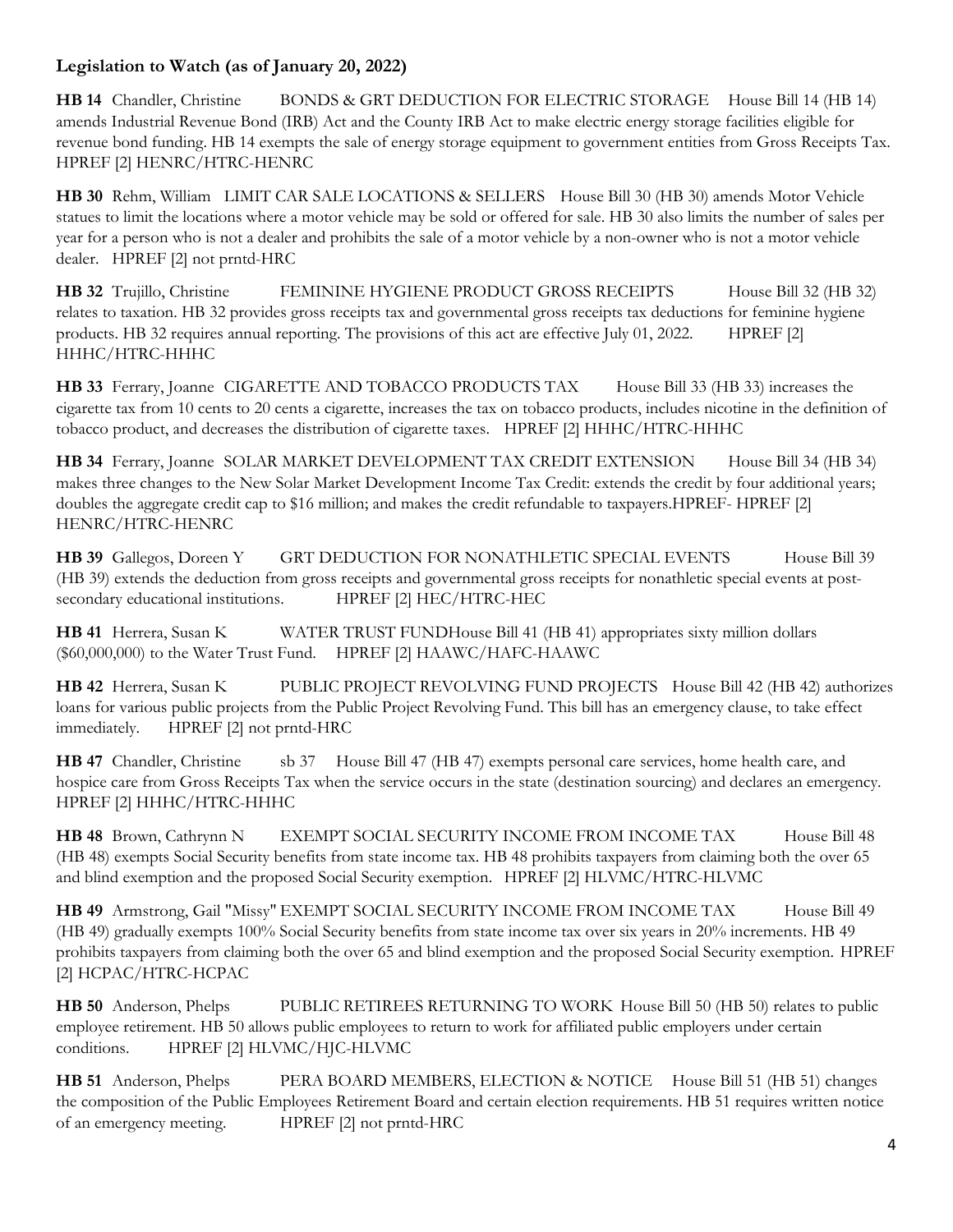**Legislation to Watch (as of January 20, 2022)**

**HB 14** Chandler, Christine BONDS & GRT DEDUCTION FOR ELECTRIC STORAGE House Bill 14 (HB 14) amends Industrial Revenue Bond (IRB) Act and the County IRB Act to make electric energy storage facilities eligible for revenue bond funding. HB 14 exempts the sale of energy storage equipment to government entities from Gross Receipts Tax. HPREF [2] HENRC/HTRC-HENRC

**HB 30** Rehm, William LIMIT CAR SALE LOCATIONS & SELLERS House Bill 30 (HB 30) amends Motor Vehicle statues to limit the locations where a motor vehicle may be sold or offered for sale. HB 30 also limits the number of sales per year for a person who is not a dealer and prohibits the sale of a motor vehicle by a non-owner who is not a motor vehicle dealer. HPREF [2] not prntd-HRC

**HB 32** Trujillo, Christine FEMININE HYGIENE PRODUCT GROSS RECEIPTS House Bill 32 (HB 32) relates to taxation. HB 32 provides gross receipts tax and governmental gross receipts tax deductions for feminine hygiene products. HB 32 requires annual reporting. The provisions of this act are effective July 01, 2022. HPREF [2] HHHC/HTRC-HHHC

**HB 33** Ferrary, Joanne CIGARETTE AND TOBACCO PRODUCTS TAX House Bill 33 (HB 33) increases the cigarette tax from 10 cents to 20 cents a cigarette, increases the tax on tobacco products, includes nicotine in the definition of tobacco product, and decreases the distribution of cigarette taxes. HPREF [2] HHHC/HTRC-HHHC

**HB 34** Ferrary, Joanne SOLAR MARKET DEVELOPMENT TAX CREDIT EXTENSION House Bill 34 (HB 34) makes three changes to the New Solar Market Development Income Tax Credit: extends the credit by four additional years; doubles the aggregate credit cap to $16 million; and makes the credit refundable to taxpayers.HPREF- HPREF [2] HENRC/HTRC-HENRC

**HB 39** Gallegos, Doreen Y GRT DEDUCTION FOR NONATHLETIC SPECIAL EVENTS House Bill 39 (HB 39) extends the deduction from gross receipts and governmental gross receipts for nonathletic special events at post-secondary educational institutions. HPREF [2] HEC/HTRC-HEC

**HB 41** Herrera, Susan K WATER TRUST FUNDHouse Bill 41 (HB 41) appropriates sixty million dollars ($60,000,000) to the Water Trust Fund. HPREF [2] HAAWC/HAFC-HAAWC

**HB 42** Herrera, Susan K PUBLIC PROJECT REVOLVING FUND PROJECTS House Bill 42 (HB 42) authorizes loans for various public projects from the Public Project Revolving Fund. This bill has an emergency clause, to take effect immediately. HPREF [2] not prntd-HRC

**HB 47** Chandler, Christine sb 37 House Bill 47 (HB 47) exempts personal care services, home health care, and hospice care from Gross Receipts Tax when the service occurs in the state (destination sourcing) and declares an emergency. HPREF [2] HHHC/HTRC-HHHC

**HB 48** Brown, Cathrynn N EXEMPT SOCIAL SECURITY INCOME FROM INCOME TAX House Bill 48 (HB 48) exempts Social Security benefits from state income tax. HB 48 prohibits taxpayers from claiming both the over 65 and blind exemption and the proposed Social Security exemption. HPREF [2] HLVMC/HTRC-HLVMC

**HB 49** Armstrong, Gail "Missy" EXEMPT SOCIAL SECURITY INCOME FROM INCOME TAX House Bill 49 (HB 49) gradually exempts 100% Social Security benefits from state income tax over six years in 20% increments. HB 49 prohibits taxpayers from claiming both the over 65 and blind exemption and the proposed Social Security exemption. HPREF [2] HCPAC/HTRC-HCPAC

**HB 50** Anderson, Phelps PUBLIC RETIREES RETURNING TO WORK House Bill 50 (HB 50) relates to public employee retirement. HB 50 allows public employees to return to work for affiliated public employers under certain conditions. HPREF [2] HLVMC/HJC-HLVMC

**HB 51** Anderson, Phelps PERA BOARD MEMBERS, ELECTION & NOTICE House Bill 51 (HB 51) changes the composition of the Public Employees Retirement Board and certain election requirements. HB 51 requires written notice of an emergency meeting. HPREF [2] not prntd-HRC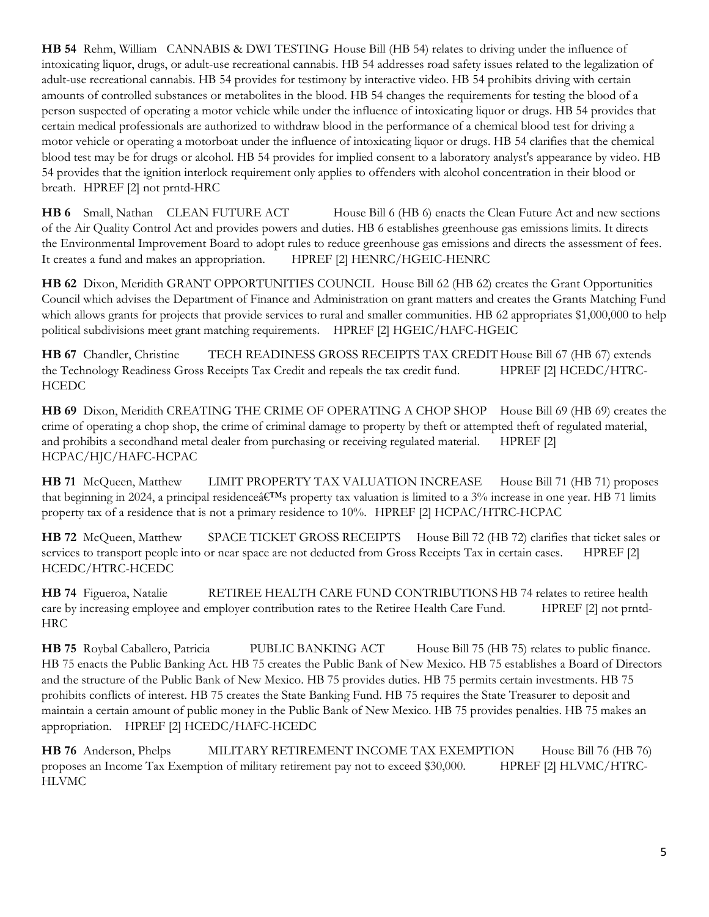**HB 54** Rehm, William CANNABIS & DWI TESTING House Bill (HB 54) relates to driving under the influence of intoxicating liquor, drugs, or adult-use recreational cannabis. HB 54 addresses road safety issues related to the legalization of adult-use recreational cannabis. HB 54 provides for testimony by interactive video. HB 54 prohibits driving with certain amounts of controlled substances or metabolites in the blood. HB 54 changes the requirements for testing the blood of a person suspected of operating a motor vehicle while under the influence of intoxicating liquor or drugs. HB 54 provides that certain medical professionals are authorized to withdraw blood in the performance of a chemical blood test for driving a motor vehicle or operating a motorboat under the influence of intoxicating liquor or drugs. HB 54 clarifies that the chemical blood test may be for drugs or alcohol. HB 54 provides for implied consent to a laboratory analyst's appearance by video. HB 54 provides that the ignition interlock requirement only applies to offenders with alcohol concentration in their blood or breath. HPREF [2] not prntd-HRC

**HB 6** Small, Nathan CLEAN FUTURE ACT House Bill 6 (HB 6) enacts the Clean Future Act and new sections of the Air Quality Control Act and provides powers and duties. HB 6 establishes greenhouse gas emissions limits. It directs the Environmental Improvement Board to adopt rules to reduce greenhouse gas emissions and directs the assessment of fees. It creates a fund and makes an appropriation. HPREF [2] HENRC/HGEIC-HENRC

**HB 62** Dixon, Meridith GRANT OPPORTUNITIES COUNCIL House Bill 62 (HB 62) creates the Grant Opportunities Council which advises the Department of Finance and Administration on grant matters and creates the Grants Matching Fund which allows grants for projects that provide services to rural and smaller communities. HB 62 appropriates $1,000,000 to help political subdivisions meet grant matching requirements. HPREF [2] HGEIC/HAFC-HGEIC

**HB 67** Chandler, Christine TECH READINESS GROSS RECEIPTS TAX CREDIT House Bill 67 (HB 67) extends the Technology Readiness Gross Receipts Tax Credit and repeals the tax credit fund. HPREF [2] HCEDC/HTRC-HCEDC

**HB 69** Dixon, Meridith CREATING THE CRIME OF OPERATING A CHOP SHOP House Bill 69 (HB 69) creates the crime of operating a chop shop, the crime of criminal damage to property by theft or attempted theft of regulated material, and prohibits a secondhand metal dealer from purchasing or receiving regulated material. HPREF [2] HCPAC/HJC/HAFC-HCPAC

**HB 71** McQueen, Matthew LIMIT PROPERTY TAX VALUATION INCREASE House Bill 71 (HB 71) proposes that beginning in 2024, a principal residenceâ€™s property tax valuation is limited to a 3% increase in one year. HB 71 limits property tax of a residence that is not a primary residence to 10%. HPREF [2] HCPAC/HTRC-HCPAC

**HB 72** McQueen, Matthew SPACE TICKET GROSS RECEIPTS House Bill 72 (HB 72) clarifies that ticket sales or services to transport people into or near space are not deducted from Gross Receipts Tax in certain cases. HPREF [2] HCEDC/HTRC-HCEDC

**HB 74** Figueroa, Natalie RETIREE HEALTH CARE FUND CONTRIBUTIONS HB 74 relates to retiree health care by increasing employee and employer contribution rates to the Retiree Health Care Fund. HPREF [2] not prntd-HRC

**HB 75** Roybal Caballero, Patricia PUBLIC BANKING ACT House Bill 75 (HB 75) relates to public finance. HB 75 enacts the Public Banking Act. HB 75 creates the Public Bank of New Mexico. HB 75 establishes a Board of Directors and the structure of the Public Bank of New Mexico. HB 75 provides duties. HB 75 permits certain investments. HB 75 prohibits conflicts of interest. HB 75 creates the State Banking Fund. HB 75 requires the State Treasurer to deposit and maintain a certain amount of public money in the Public Bank of New Mexico. HB 75 provides penalties. HB 75 makes an appropriation. HPREF [2] HCEDC/HAFC-HCEDC

**HB 76** Anderson, Phelps MILITARY RETIREMENT INCOME TAX EXEMPTION House Bill 76 (HB 76) proposes an Income Tax Exemption of military retirement pay not to exceed $30,000. HPREF [2] HLVMC/HTRC-HLVMC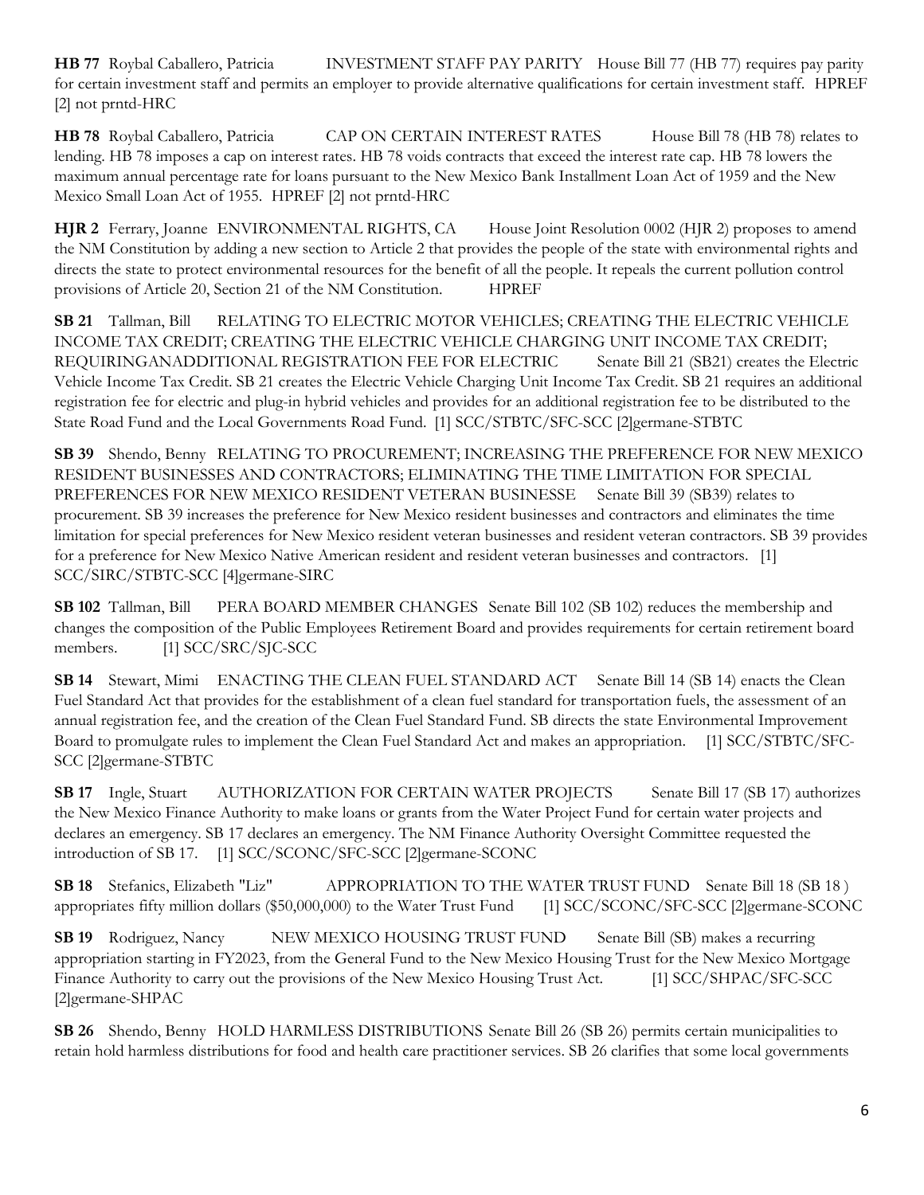**HB 77** Roybal Caballero, Patricia INVESTMENT STAFF PAY PARITY House Bill 77 (HB 77) requires pay parity for certain investment staff and permits an employer to provide alternative qualifications for certain investment staff. HPREF [2] not prntd-HRC

**HB 78** Roybal Caballero, Patricia CAP ON CERTAIN INTEREST RATES House Bill 78 (HB 78) relates to lending. HB 78 imposes a cap on interest rates. HB 78 voids contracts that exceed the interest rate cap. HB 78 lowers the maximum annual percentage rate for loans pursuant to the New Mexico Bank Installment Loan Act of 1959 and the New Mexico Small Loan Act of 1955. HPREF [2] not prntd-HRC

**HJR 2** Ferrary, Joanne ENVIRONMENTAL RIGHTS, CA House Joint Resolution 0002 (HJR 2) proposes to amend the NM Constitution by adding a new section to Article 2 that provides the people of the state with environmental rights and directs the state to protect environmental resources for the benefit of all the people. It repeals the current pollution control provisions of Article 20, Section 21 of the NM Constitution. HPREF

**SB 21** Tallman, Bill RELATING TO ELECTRIC MOTOR VEHICLES; CREATING THE ELECTRIC VEHICLE INCOME TAX CREDIT; CREATING THE ELECTRIC VEHICLE CHARGING UNIT INCOME TAX CREDIT; REQUIRINGANADDITIONAL REGISTRATION FEE FOR ELECTRIC Senate Bill 21 (SB21) creates the Electric Vehicle Income Tax Credit. SB 21 creates the Electric Vehicle Charging Unit Income Tax Credit. SB 21 requires an additional registration fee for electric and plug-in hybrid vehicles and provides for an additional registration fee to be distributed to the State Road Fund and the Local Governments Road Fund. [1] SCC/STBTC/SFC-SCC [2]germane-STBTC

**SB 39** Shendo, Benny RELATING TO PROCUREMENT; INCREASING THE PREFERENCE FOR NEW MEXICO RESIDENT BUSINESSES AND CONTRACTORS; ELIMINATING THE TIME LIMITATION FOR SPECIAL PREFERENCES FOR NEW MEXICO RESIDENT VETERAN BUSINESSE Senate Bill 39 (SB39) relates to procurement. SB 39 increases the preference for New Mexico resident businesses and contractors and eliminates the time limitation for special preferences for New Mexico resident veteran businesses and resident veteran contractors. SB 39 provides for a preference for New Mexico Native American resident and resident veteran businesses and contractors. [1] SCC/SIRC/STBTC-SCC [4]germane-SIRC

**SB 102** Tallman, Bill PERA BOARD MEMBER CHANGES Senate Bill 102 (SB 102) reduces the membership and changes the composition of the Public Employees Retirement Board and provides requirements for certain retirement board members. [1] SCC/SRC/SJC-SCC

**SB 14** Stewart, Mimi ENACTING THE CLEAN FUEL STANDARD ACT Senate Bill 14 (SB 14) enacts the Clean Fuel Standard Act that provides for the establishment of a clean fuel standard for transportation fuels, the assessment of an annual registration fee, and the creation of the Clean Fuel Standard Fund. SB directs the state Environmental Improvement Board to promulgate rules to implement the Clean Fuel Standard Act and makes an appropriation. [1] SCC/STBTC/SFC-SCC [2]germane-STBTC

**SB 17** Ingle, Stuart AUTHORIZATION FOR CERTAIN WATER PROJECTS Senate Bill 17 (SB 17) authorizes the New Mexico Finance Authority to make loans or grants from the Water Project Fund for certain water projects and declares an emergency. SB 17 declares an emergency. The NM Finance Authority Oversight Committee requested the introduction of SB 17. [1] SCC/SCONC/SFC-SCC [2]germane-SCONC

**SB 18** Stefanics, Elizabeth "Liz" APPROPRIATION TO THE WATER TRUST FUND Senate Bill 18 (SB 18 ) appropriates fifty million dollars ($50,000,000) to the Water Trust Fund [1] SCC/SCONC/SFC-SCC [2]germane-SCONC

**SB 19** Rodriguez, Nancy NEW MEXICO HOUSING TRUST FUND Senate Bill (SB) makes a recurring appropriation starting in FY2023, from the General Fund to the New Mexico Housing Trust for the New Mexico Mortgage Finance Authority to carry out the provisions of the New Mexico Housing Trust Act. [1] SCC/SHPAC/SFC-SCC [2]germane-SHPAC

**SB 26** Shendo, Benny HOLD HARMLESS DISTRIBUTIONS Senate Bill 26 (SB 26) permits certain municipalities to retain hold harmless distributions for food and health care practitioner services. SB 26 clarifies that some local governments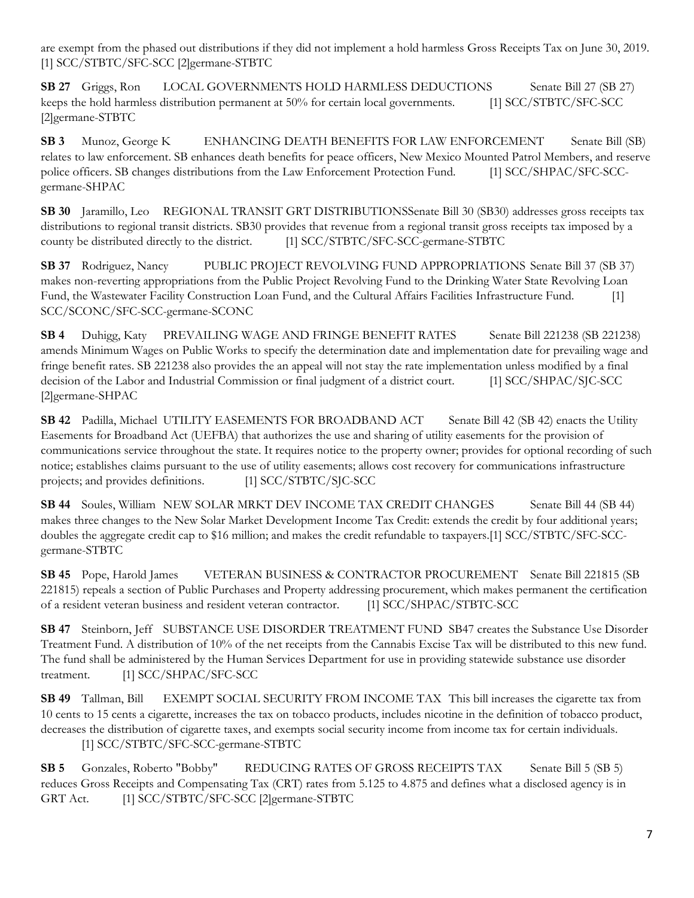are exempt from the phased out distributions if they did not implement a hold harmless Gross Receipts Tax on June 30, 2019. [1] SCC/STBTC/SFC-SCC [2]germane-STBTC

**SB 27** Griggs, Ron LOCAL GOVERNMENTS HOLD HARMLESS DEDUCTIONS Senate Bill 27 (SB 27) keeps the hold harmless distribution permanent at 50% for certain local governments. [1] SCC/STBTC/SFC-SCC [2]germane-STBTC

**SB 3** Munoz, George K ENHANCING DEATH BENEFITS FOR LAW ENFORCEMENT Senate Bill (SB) relates to law enforcement. SB enhances death benefits for peace officers, New Mexico Mounted Patrol Members, and reserve police officers. SB changes distributions from the Law Enforcement Protection Fund. [1] SCC/SHPAC/SFC-SCC-germane-SHPAC

**SB 30** Jaramillo, Leo REGIONAL TRANSIT GRT DISTRIBUTIONSSenate Bill 30 (SB30) addresses gross receipts tax distributions to regional transit districts. SB30 provides that revenue from a regional transit gross receipts tax imposed by a county be distributed directly to the district. [1] SCC/STBTC/SFC-SCC-germane-STBTC

**SB 37** Rodriguez, Nancy PUBLIC PROJECT REVOLVING FUND APPROPRIATIONS Senate Bill 37 (SB 37) makes non-reverting appropriations from the Public Project Revolving Fund to the Drinking Water State Revolving Loan Fund, the Wastewater Facility Construction Loan Fund, and the Cultural Affairs Facilities Infrastructure Fund. [1] SCC/SCONC/SFC-SCC-germane-SCONC

**SB 4** Duhigg, Katy PREVAILING WAGE AND FRINGE BENEFIT RATES Senate Bill 221238 (SB 221238) amends Minimum Wages on Public Works to specify the determination date and implementation date for prevailing wage and fringe benefit rates. SB 221238 also provides the an appeal will not stay the rate implementation unless modified by a final decision of the Labor and Industrial Commission or final judgment of a district court. [1] SCC/SHPAC/SJC-SCC [2]germane-SHPAC

**SB 42** Padilla, Michael UTILITY EASEMENTS FOR BROADBAND ACT Senate Bill 42 (SB 42) enacts the Utility Easements for Broadband Act (UEFBA) that authorizes the use and sharing of utility easements for the provision of communications service throughout the state. It requires notice to the property owner; provides for optional recording of such notice; establishes claims pursuant to the use of utility easements; allows cost recovery for communications infrastructure projects; and provides definitions. [1] SCC/STBTC/SJC-SCC

**SB 44** Soules, William NEW SOLAR MRKT DEV INCOME TAX CREDIT CHANGES Senate Bill 44 (SB 44) makes three changes to the New Solar Market Development Income Tax Credit: extends the credit by four additional years; doubles the aggregate credit cap to $16 million; and makes the credit refundable to taxpayers.[1] SCC/STBTC/SFC-SCC-germane-STBTC

**SB 45** Pope, Harold James VETERAN BUSINESS & CONTRACTOR PROCUREMENT Senate Bill 221815 (SB 221815) repeals a section of Public Purchases and Property addressing procurement, which makes permanent the certification of a resident veteran business and resident veteran contractor. [1] SCC/SHPAC/STBTC-SCC

**SB 47** Steinborn, Jeff SUBSTANCE USE DISORDER TREATMENT FUND SB47 creates the Substance Use Disorder Treatment Fund. A distribution of 10% of the net receipts from the Cannabis Excise Tax will be distributed to this new fund. The fund shall be administered by the Human Services Department for use in providing statewide substance use disorder treatment. [1] SCC/SHPAC/SFC-SCC

**SB 49** Tallman, Bill EXEMPT SOCIAL SECURITY FROM INCOME TAX This bill increases the cigarette tax from 10 cents to 15 cents a cigarette, increases the tax on tobacco products, includes nicotine in the definition of tobacco product, decreases the distribution of cigarette taxes, and exempts social security income from income tax for certain individuals. [1] SCC/STBTC/SFC-SCC-germane-STBTC

**SB 5** Gonzales, Roberto "Bobby" REDUCING RATES OF GROSS RECEIPTS TAX Senate Bill 5 (SB 5) reduces Gross Receipts and Compensating Tax (CRT) rates from 5.125 to 4.875 and defines what a disclosed agency is in GRT Act. [1] SCC/STBTC/SFC-SCC [2]germane-STBTC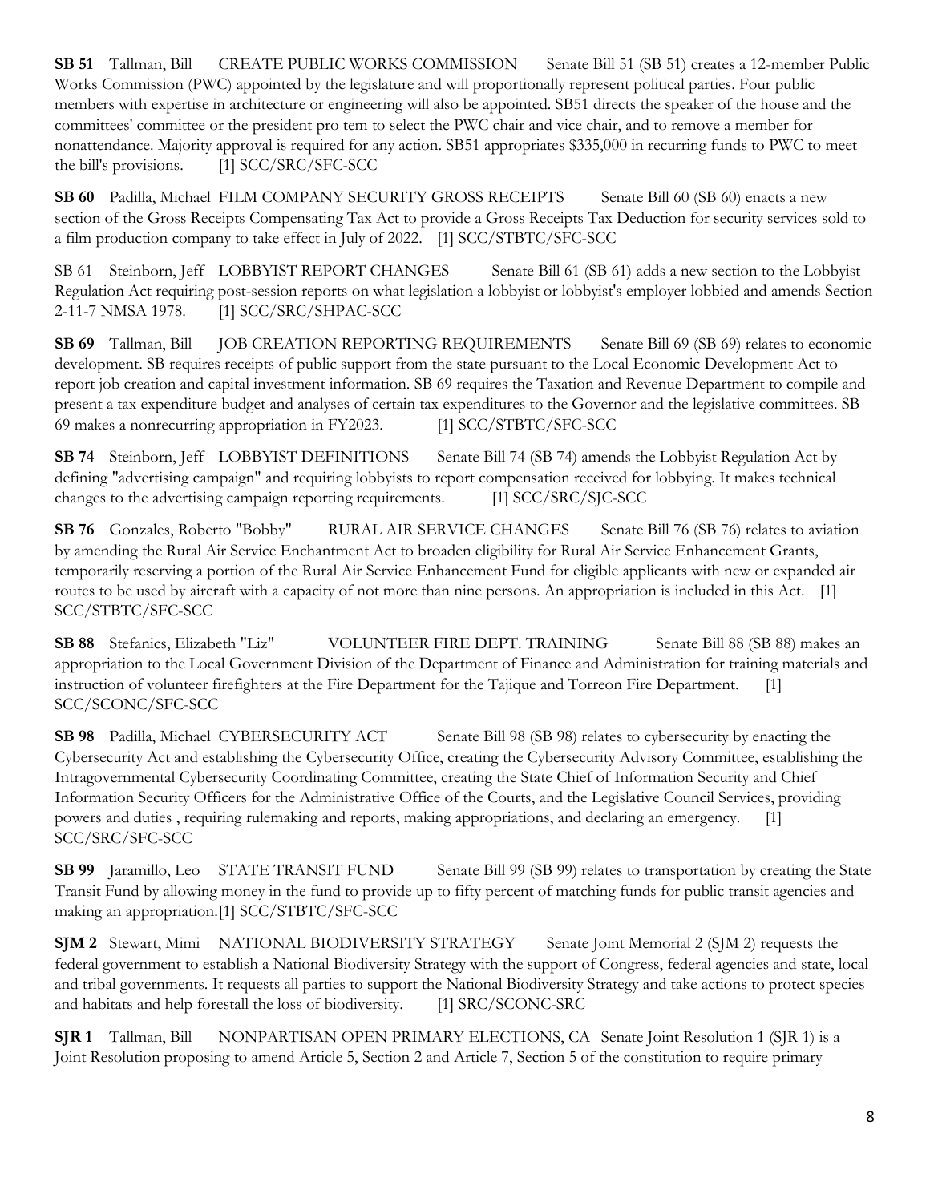**SB 51** Tallman, Bill CREATE PUBLIC WORKS COMMISSION Senate Bill 51 (SB 51) creates a 12-member Public Works Commission (PWC) appointed by the legislature and will proportionally represent political parties. Four public members with expertise in architecture or engineering will also be appointed. SB51 directs the speaker of the house and the committees' committee or the president pro tem to select the PWC chair and vice chair, and to remove a member for nonattendance. Majority approval is required for any action. SB51 appropriates $335,000 in recurring funds to PWC to meet the bill's provisions. [1] SCC/SRC/SFC-SCC

**SB 60** Padilla, Michael FILM COMPANY SECURITY GROSS RECEIPTS Senate Bill 60 (SB 60) enacts a new section of the Gross Receipts Compensating Tax Act to provide a Gross Receipts Tax Deduction for security services sold to a film production company to take effect in July of 2022. [1] SCC/STBTC/SFC-SCC

SB 61 Steinborn, Jeff LOBBYIST REPORT CHANGES Senate Bill 61 (SB 61) adds a new section to the Lobbyist Regulation Act requiring post-session reports on what legislation a lobbyist or lobbyist's employer lobbied and amends Section 2-11-7 NMSA 1978. [1] SCC/SRC/SHPAC-SCC

**SB 69** Tallman, Bill JOB CREATION REPORTING REQUIREMENTS Senate Bill 69 (SB 69) relates to economic development. SB requires receipts of public support from the state pursuant to the Local Economic Development Act to report job creation and capital investment information. SB 69 requires the Taxation and Revenue Department to compile and present a tax expenditure budget and analyses of certain tax expenditures to the Governor and the legislative committees. SB 69 makes a nonrecurring appropriation in FY2023. [1] SCC/STBTC/SFC-SCC

**SB 74** Steinborn, Jeff LOBBYIST DEFINITIONS Senate Bill 74 (SB 74) amends the Lobbyist Regulation Act by defining "advertising campaign" and requiring lobbyists to report compensation received for lobbying. It makes technical changes to the advertising campaign reporting requirements. [1] SCC/SRC/SJC-SCC

**SB 76** Gonzales, Roberto "Bobby" RURAL AIR SERVICE CHANGES Senate Bill 76 (SB 76) relates to aviation by amending the Rural Air Service Enchantment Act to broaden eligibility for Rural Air Service Enhancement Grants, temporarily reserving a portion of the Rural Air Service Enhancement Fund for eligible applicants with new or expanded air routes to be used by aircraft with a capacity of not more than nine persons. An appropriation is included in this Act. [1] SCC/STBTC/SFC-SCC

**SB 88** Stefanics, Elizabeth "Liz" VOLUNTEER FIRE DEPT. TRAINING Senate Bill 88 (SB 88) makes an appropriation to the Local Government Division of the Department of Finance and Administration for training materials and instruction of volunteer firefighters at the Fire Department for the Tajique and Torreon Fire Department. [1] SCC/SCONC/SFC-SCC

**SB 98** Padilla, Michael CYBERSECURITY ACT Senate Bill 98 (SB 98) relates to cybersecurity by enacting the Cybersecurity Act and establishing the Cybersecurity Office, creating the Cybersecurity Advisory Committee, establishing the Intragovernmental Cybersecurity Coordinating Committee, creating the State Chief of Information Security and Chief Information Security Officers for the Administrative Office of the Courts, and the Legislative Council Services, providing powers and duties , requiring rulemaking and reports, making appropriations, and declaring an emergency. [1] SCC/SRC/SFC-SCC

**SB 99** Jaramillo, Leo STATE TRANSIT FUND Senate Bill 99 (SB 99) relates to transportation by creating the State Transit Fund by allowing money in the fund to provide up to fifty percent of matching funds for public transit agencies and making an appropriation.[1] SCC/STBTC/SFC-SCC

**SJM 2** Stewart, Mimi NATIONAL BIODIVERSITY STRATEGY Senate Joint Memorial 2 (SJM 2) requests the federal government to establish a National Biodiversity Strategy with the support of Congress, federal agencies and state, local and tribal governments. It requests all parties to support the National Biodiversity Strategy and take actions to protect species and habitats and help forestall the loss of biodiversity. [1] SRC/SCONC-SRC

**SJR 1** Tallman, Bill NONPARTISAN OPEN PRIMARY ELECTIONS, CA Senate Joint Resolution 1 (SJR 1) is a Joint Resolution proposing to amend Article 5, Section 2 and Article 7, Section 5 of the constitution to require primary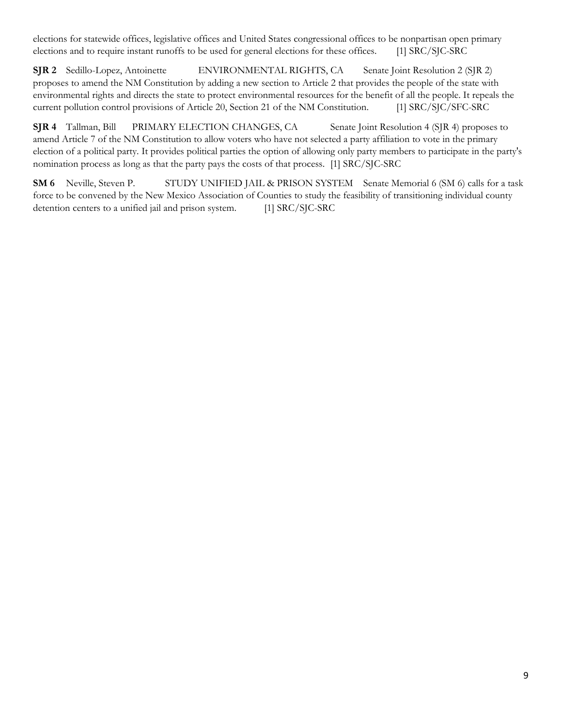elections for statewide offices, legislative offices and United States congressional offices to be nonpartisan open primary elections and to require instant runoffs to be used for general elections for these offices. [1] SRC/SJC-SRC

**SJR 2** Sedillo-Lopez, Antoinette ENVIRONMENTAL RIGHTS, CA Senate Joint Resolution 2 (SJR 2) proposes to amend the NM Constitution by adding a new section to Article 2 that provides the people of the state with environmental rights and directs the state to protect environmental resources for the benefit of all the people. It repeals the current pollution control provisions of Article 20, Section 21 of the NM Constitution. [1] SRC/SJC/SFC-SRC

**SJR 4** Tallman, Bill PRIMARY ELECTION CHANGES, CA Senate Joint Resolution 4 (SJR 4) proposes to amend Article 7 of the NM Constitution to allow voters who have not selected a party affiliation to vote in the primary election of a political party. It provides political parties the option of allowing only party members to participate in the party's nomination process as long as that the party pays the costs of that process. [1] SRC/SJC-SRC

**SM 6** Neville, Steven P. STUDY UNIFIED JAIL & PRISON SYSTEM Senate Memorial 6 (SM 6) calls for a task force to be convened by the New Mexico Association of Counties to study the feasibility of transitioning individual county detention centers to a unified jail and prison system. [1] SRC/SJC-SRC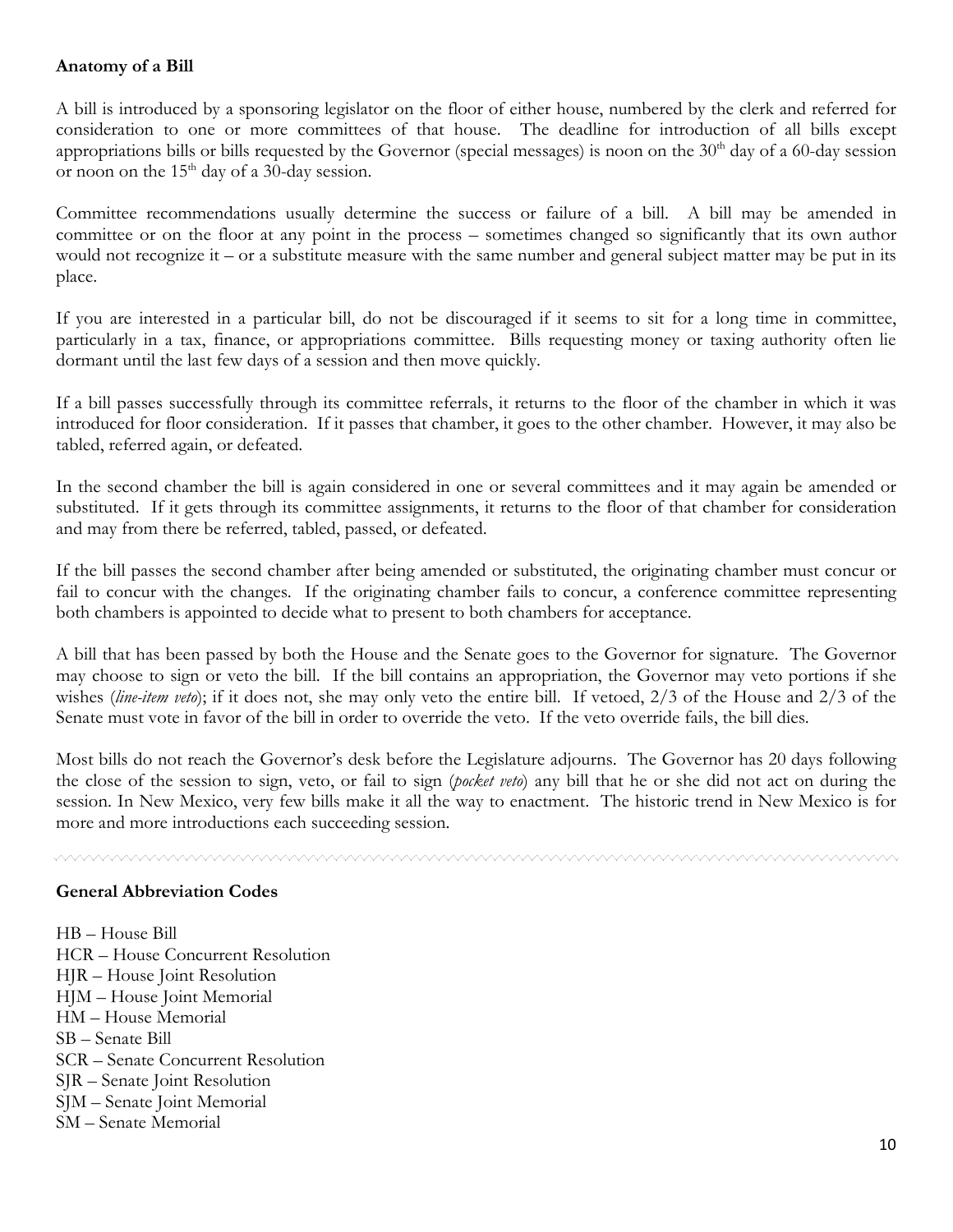## Anatomy of a Bill

A bill is introduced by a sponsoring legislator on the floor of either house, numbered by the clerk and referred for consideration to one or more committees of that house. The deadline for introduction of all bills except appropriations bills or bills requested by the Governor (special messages) is noon on the 30th day of a 60-day session or noon on the 15th day of a 30-day session.

Committee recommendations usually determine the success or failure of a bill. A bill may be amended in committee or on the floor at any point in the process – sometimes changed so significantly that its own author would not recognize it – or a substitute measure with the same number and general subject matter may be put in its place.

If you are interested in a particular bill, do not be discouraged if it seems to sit for a long time in committee, particularly in a tax, finance, or appropriations committee. Bills requesting money or taxing authority often lie dormant until the last few days of a session and then move quickly.

If a bill passes successfully through its committee referrals, it returns to the floor of the chamber in which it was introduced for floor consideration. If it passes that chamber, it goes to the other chamber. However, it may also be tabled, referred again, or defeated.

In the second chamber the bill is again considered in one or several committees and it may again be amended or substituted. If it gets through its committee assignments, it returns to the floor of that chamber for consideration and may from there be referred, tabled, passed, or defeated.

If the bill passes the second chamber after being amended or substituted, the originating chamber must concur or fail to concur with the changes. If the originating chamber fails to concur, a conference committee representing both chambers is appointed to decide what to present to both chambers for acceptance.

A bill that has been passed by both the House and the Senate goes to the Governor for signature. The Governor may choose to sign or veto the bill. If the bill contains an appropriation, the Governor may veto portions if she wishes (*line-item veto*); if it does not, she may only veto the entire bill. If vetoed, 2/3 of the House and 2/3 of the Senate must vote in favor of the bill in order to override the veto. If the veto override fails, the bill dies.

Most bills do not reach the Governor's desk before the Legislature adjourns. The Governor has 20 days following the close of the session to sign, veto, or fail to sign (*pocket veto*) any bill that he or she did not act on during the session. In New Mexico, very few bills make it all the way to enactment. The historic trend in New Mexico is for more and more introductions each succeeding session.

---

## General Abbreviation Codes

HB – House Bill
HCR – House Concurrent Resolution
HJR – House Joint Resolution
HJM – House Joint Memorial
HM – House Memorial
SB – Senate Bill
SCR – Senate Concurrent Resolution
SJR – Senate Joint Resolution
SJM – Senate Joint Memorial
SM – Senate Memorial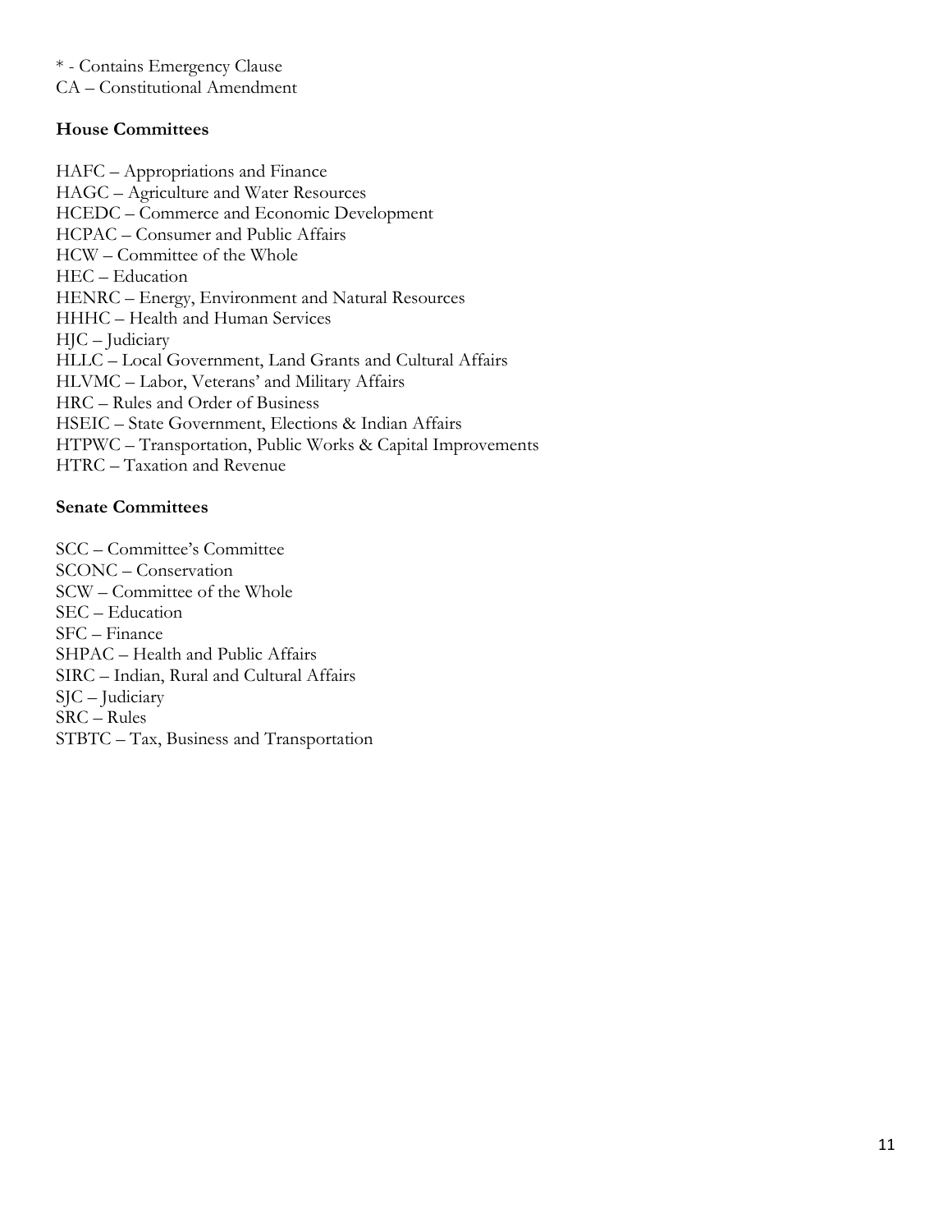* - Contains Emergency Clause
CA – Constitutional Amendment

**House Committees**

HAFC – Appropriations and Finance
HAGC – Agriculture and Water Resources
HCEDC – Commerce and Economic Development
HCPAC – Consumer and Public Affairs
HCW – Committee of the Whole
HEC – Education
HENRC – Energy, Environment and Natural Resources
HHHC – Health and Human Services
HJC – Judiciary
HLLC – Local Government, Land Grants and Cultural Affairs
HLVMC – Labor, Veterans' and Military Affairs
HRC – Rules and Order of Business
HSEIC – State Government, Elections & Indian Affairs
HTPWC – Transportation, Public Works & Capital Improvements
HTRC – Taxation and Revenue

**Senate Committees**

SCC – Committee's Committee
SCONC – Conservation
SCW – Committee of the Whole
SEC – Education
SFC – Finance
SHPAC – Health and Public Affairs
SIRC – Indian, Rural and Cultural Affairs
SJC – Judiciary
SRC – Rules
STBTC – Tax, Business and Transportation